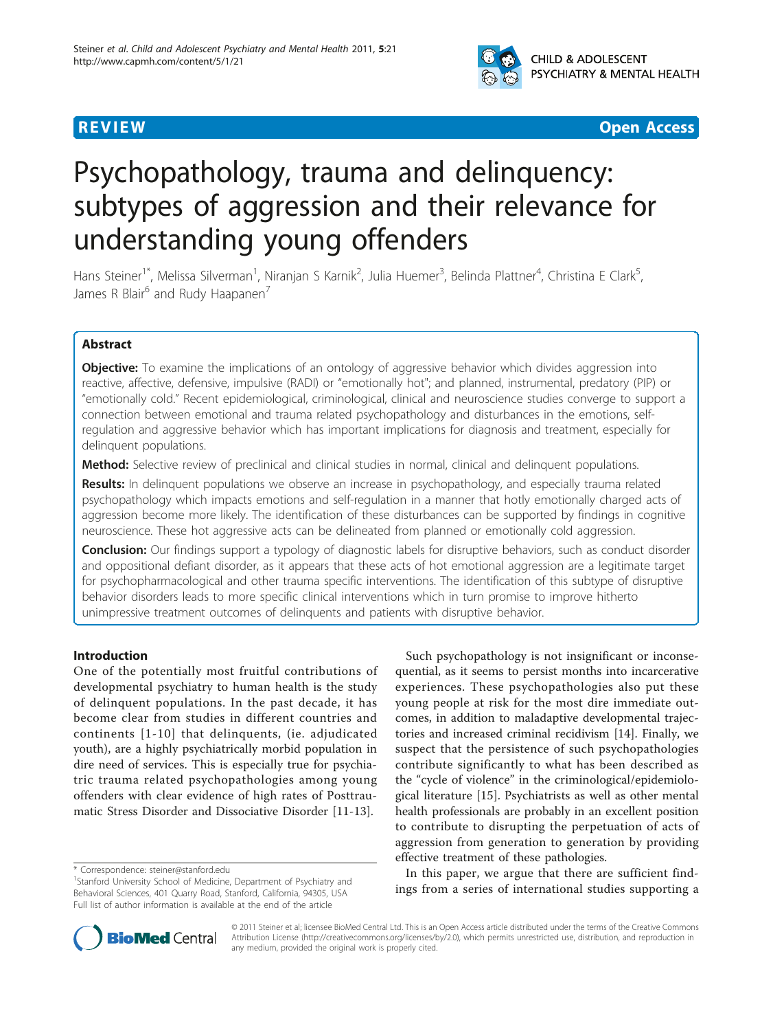REVIEW Open Access

# Psychopathology, trauma and delinquency: subtypes of aggression and their relevance for understanding young offenders

Hans Steiner[1*], Melissa Silverman[1], Niranjan S Karnik[2], Julia Huemer[3], Belinda Plattner[4], Christina E Clark[5], James R Blair[6] and Rudy Haapanen[7]

## Abstract

**Objective:** To examine the implications of an ontology of aggressive behavior which divides aggression into reactive, affective, defensive, impulsive (RADI) or "emotionally hot"; and planned, instrumental, predatory (PIP) or "emotionally cold." Recent epidemiological, criminological, clinical and neuroscience studies converge to support a connection between emotional and trauma related psychopathology and disturbances in the emotions, self-regulation and aggressive behavior which has important implications for diagnosis and treatment, especially for delinquent populations.

**Method:** Selective review of preclinical and clinical studies in normal, clinical and delinquent populations.

**Results:** In delinquent populations we observe an increase in psychopathology, and especially trauma related psychopathology which impacts emotions and self-regulation in a manner that hotly emotionally charged acts of aggression become more likely. The identification of these disturbances can be supported by findings in cognitive neuroscience. These hot aggressive acts can be delineated from planned or emotionally cold aggression.

**Conclusion:** Our findings support a typology of diagnostic labels for disruptive behaviors, such as conduct disorder and oppositional defiant disorder, as it appears that these acts of hot emotional aggression are a legitimate target for psychopharmacological and other trauma specific interventions. The identification of this subtype of disruptive behavior disorders leads to more specific clinical interventions which in turn promise to improve hitherto unimpressive treatment outcomes of delinquents and patients with disruptive behavior.

## Introduction

One of the potentially most fruitful contributions of developmental psychiatry to human health is the study of delinquent populations. In the past decade, it has become clear from studies in different countries and continents [1-10] that delinquents, (ie. adjudicated youth), are a highly psychiatrically morbid population in dire need of services. This is especially true for psychiatric trauma related psychopathologies among young offenders with clear evidence of high rates of Posttraumatic Stress Disorder and Dissociative Disorder [11-13].

Such psychopathology is not insignificant or inconsequential, as it seems to persist months into incarcerative experiences. These psychopathologies also put these young people at risk for the most dire immediate outcomes, in addition to maladaptive developmental trajectories and increased criminal recidivism [14]. Finally, we suspect that the persistence of such psychopathologies contribute significantly to what has been described as the "cycle of violence" in the criminological/epidemiological literature [15]. Psychiatrists as well as other mental health professionals are probably in an excellent position to contribute to disrupting the perpetuation of acts of aggression from generation to generation by providing effective treatment of these pathologies.

In this paper, we argue that there are sufficient findings from a series of international studies supporting a

\* Correspondence: steiner@stanford.edu

[1]Stanford University School of Medicine, Department of Psychiatry and Behavioral Sciences, 401 Quarry Road, Stanford, California, 94305, USA

Full list of author information is available at the end of the article

© 2011 Steiner et al; licensee BioMed Central Ltd. This is an Open Access article distributed under the terms of the Creative Commons Attribution License (http://creativecommons.org/licenses/by/2.0), which permits unrestricted use, distribution, and reproduction in any medium, provided the original work is properly cited.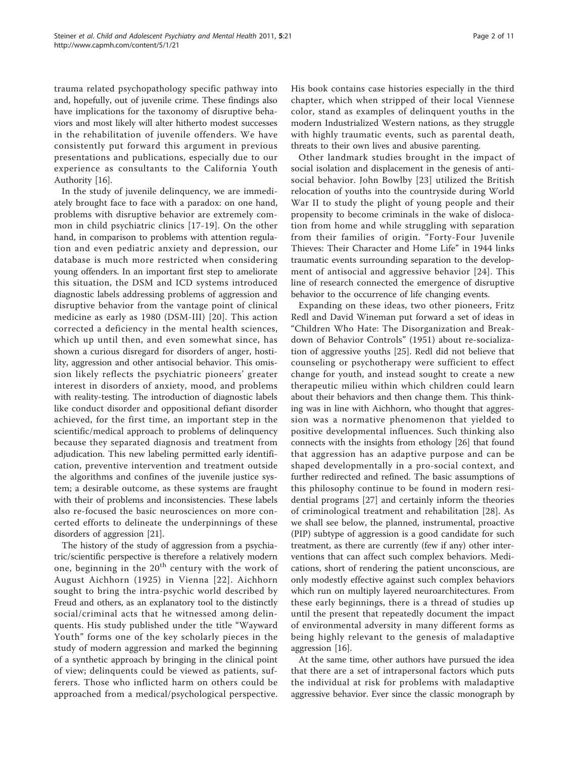trauma related psychopathology specific pathway into and, hopefully, out of juvenile crime. These findings also have implications for the taxonomy of disruptive behaviors and most likely will alter hitherto modest successes in the rehabilitation of juvenile offenders. We have consistently put forward this argument in previous presentations and publications, especially due to our experience as consultants to the California Youth Authority [16].

In the study of juvenile delinquency, we are immediately brought face to face with a paradox: on one hand, problems with disruptive behavior are extremely common in child psychiatric clinics [17-19]. On the other hand, in comparison to problems with attention regulation and even pediatric anxiety and depression, our database is much more restricted when considering young offenders. In an important first step to ameliorate this situation, the DSM and ICD systems introduced diagnostic labels addressing problems of aggression and disruptive behavior from the vantage point of clinical medicine as early as 1980 (DSM-III) [20]. This action corrected a deficiency in the mental health sciences, which up until then, and even somewhat since, has shown a curious disregard for disorders of anger, hostility, aggression and other antisocial behavior. This omission likely reflects the psychiatric pioneers' greater interest in disorders of anxiety, mood, and problems with reality-testing. The introduction of diagnostic labels like conduct disorder and oppositional defiant disorder achieved, for the first time, an important step in the scientific/medical approach to problems of delinquency because they separated diagnosis and treatment from adjudication. This new labeling permitted early identification, preventive intervention and treatment outside the algorithms and confines of the juvenile justice system; a desirable outcome, as these systems are fraught with their of problems and inconsistencies. These labels also re-focused the basic neurosciences on more concerted efforts to delineate the underpinnings of these disorders of aggression [21].

The history of the study of aggression from a psychiatric/scientific perspective is therefore a relatively modern one, beginning in the 20th century with the work of August Aichhorn (1925) in Vienna [22]. Aichhorn sought to bring the intra-psychic world described by Freud and others, as an explanatory tool to the distinctly social/criminal acts that he witnessed among delinquents. His study published under the title "Wayward Youth" forms one of the key scholarly pieces in the study of modern aggression and marked the beginning of a synthetic approach by bringing in the clinical point of view; delinquents could be viewed as patients, sufferers. Those who inflicted harm on others could be approached from a medical/psychological perspective. His book contains case histories especially in the third chapter, which when stripped of their local Viennese color, stand as examples of delinquent youths in the modern Industrialized Western nations, as they struggle with highly traumatic events, such as parental death, threats to their own lives and abusive parenting.

Other landmark studies brought in the impact of social isolation and displacement in the genesis of antisocial behavior. John Bowlby [23] utilized the British relocation of youths into the countryside during World War II to study the plight of young people and their propensity to become criminals in the wake of dislocation from home and while struggling with separation from their families of origin. "Forty-Four Juvenile Thieves: Their Character and Home Life" in 1944 links traumatic events surrounding separation to the development of antisocial and aggressive behavior [24]. This line of research connected the emergence of disruptive behavior to the occurrence of life changing events.

Expanding on these ideas, two other pioneers, Fritz Redl and David Wineman put forward a set of ideas in "Children Who Hate: The Disorganization and Breakdown of Behavior Controls" (1951) about re-socialization of aggressive youths [25]. Redl did not believe that counseling or psychotherapy were sufficient to effect change for youth, and instead sought to create a new therapeutic milieu within which children could learn about their behaviors and then change them. This thinking was in line with Aichhorn, who thought that aggression was a normative phenomenon that yielded to positive developmental influences. Such thinking also connects with the insights from ethology [26] that found that aggression has an adaptive purpose and can be shaped developmentally in a pro-social context, and further redirected and refined. The basic assumptions of this philosophy continue to be found in modern residential programs [27] and certainly inform the theories of criminological treatment and rehabilitation [28]. As we shall see below, the planned, instrumental, proactive (PIP) subtype of aggression is a good candidate for such treatment, as there are currently (few if any) other interventions that can affect such complex behaviors. Medications, short of rendering the patient unconscious, are only modestly effective against such complex behaviors which run on multiply layered neuroarchitectures. From these early beginnings, there is a thread of studies up until the present that repeatedly document the impact of environmental adversity in many different forms as being highly relevant to the genesis of maladaptive aggression [16].

At the same time, other authors have pursued the idea that there are a set of intrapersonal factors which puts the individual at risk for problems with maladaptive aggressive behavior. Ever since the classic monograph by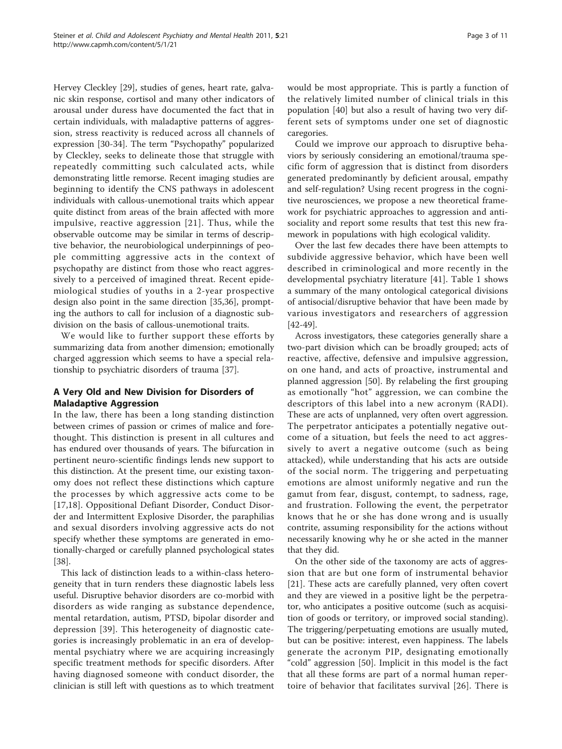Hervey Cleckley [29], studies of genes, heart rate, galvanic skin response, cortisol and many other indicators of arousal under duress have documented the fact that in certain individuals, with maladaptive patterns of aggression, stress reactivity is reduced across all channels of expression [30-34]. The term "Psychopathy" popularized by Cleckley, seeks to delineate those that struggle with repeatedly committing such calculated acts, while demonstrating little remorse. Recent imaging studies are beginning to identify the CNS pathways in adolescent individuals with callous-unemotional traits which appear quite distinct from areas of the brain affected with more impulsive, reactive aggression [21]. Thus, while the observable outcome may be similar in terms of descriptive behavior, the neurobiological underpinnings of people committing aggressive acts in the context of psychopathy are distinct from those who react aggressively to a perceived of imagined threat. Recent epidemiological studies of youths in a 2-year prospective design also point in the same direction [35,36], prompting the authors to call for inclusion of a diagnostic subdivision on the basis of callous-unemotional traits.

We would like to further support these efforts by summarizing data from another dimension; emotionally charged aggression which seems to have a special relationship to psychiatric disorders of trauma [37].

## A Very Old and New Division for Disorders of Maladaptive Aggression

In the law, there has been a long standing distinction between crimes of passion or crimes of malice and forethought. This distinction is present in all cultures and has endured over thousands of years. The bifurcation in pertinent neuro-scientific findings lends new support to this distinction. At the present time, our existing taxonomy does not reflect these distinctions which capture the processes by which aggressive acts come to be [17,18]. Oppositional Defiant Disorder, Conduct Disorder and Intermittent Explosive Disorder, the paraphilias and sexual disorders involving aggressive acts do not specify whether these symptoms are generated in emotionally-charged or carefully planned psychological states [38].

This lack of distinction leads to a within-class heterogeneity that in turn renders these diagnostic labels less useful. Disruptive behavior disorders are co-morbid with disorders as wide ranging as substance dependence, mental retardation, autism, PTSD, bipolar disorder and depression [39]. This heterogeneity of diagnostic categories is increasingly problematic in an era of developmental psychiatry where we are acquiring increasingly specific treatment methods for specific disorders. After having diagnosed someone with conduct disorder, the clinician is still left with questions as to which treatment would be most appropriate. This is partly a function of the relatively limited number of clinical trials in this population [40] but also a result of having two very different sets of symptoms under one set of diagnostic caregories.

Could we improve our approach to disruptive behaviors by seriously considering an emotional/trauma specific form of aggression that is distinct from disorders generated predominantly by deficient arousal, empathy and self-regulation? Using recent progress in the cognitive neurosciences, we propose a new theoretical framework for psychiatric approaches to aggression and antisociality and report some results that test this new framework in populations with high ecological validity.

Over the last few decades there have been attempts to subdivide aggressive behavior, which have been well described in criminological and more recently in the developmental psychiatry literature [41]. Table 1 shows a summary of the many ontological categorical divisions of antisocial/disruptive behavior that have been made by various investigators and researchers of aggression [42-49].

Across investigators, these categories generally share a two-part division which can be broadly grouped; acts of reactive, affective, defensive and impulsive aggression, on one hand, and acts of proactive, instrumental and planned aggression [50]. By relabeling the first grouping as emotionally "hot" aggression, we can combine the descriptors of this label into a new acronym (RADI). These are acts of unplanned, very often overt aggression. The perpetrator anticipates a potentially negative outcome of a situation, but feels the need to act aggressively to avert a negative outcome (such as being attacked), while understanding that his acts are outside of the social norm. The triggering and perpetuating emotions are almost uniformly negative and run the gamut from fear, disgust, contempt, to sadness, rage, and frustration. Following the event, the perpetrator knows that he or she has done wrong and is usually contrite, assuming responsibility for the actions without necessarily knowing why he or she acted in the manner that they did.

On the other side of the taxonomy are acts of aggression that are but one form of instrumental behavior [21]. These acts are carefully planned, very often covert and they are viewed in a positive light be the perpetrator, who anticipates a positive outcome (such as acquisition of goods or territory, or improved social standing). The triggering/perpetuating emotions are usually muted, but can be positive: interest, even happiness. The labels generate the acronym PIP, designating emotionally "cold" aggression [50]. Implicit in this model is the fact that all these forms are part of a normal human repertoire of behavior that facilitates survival [26]. There is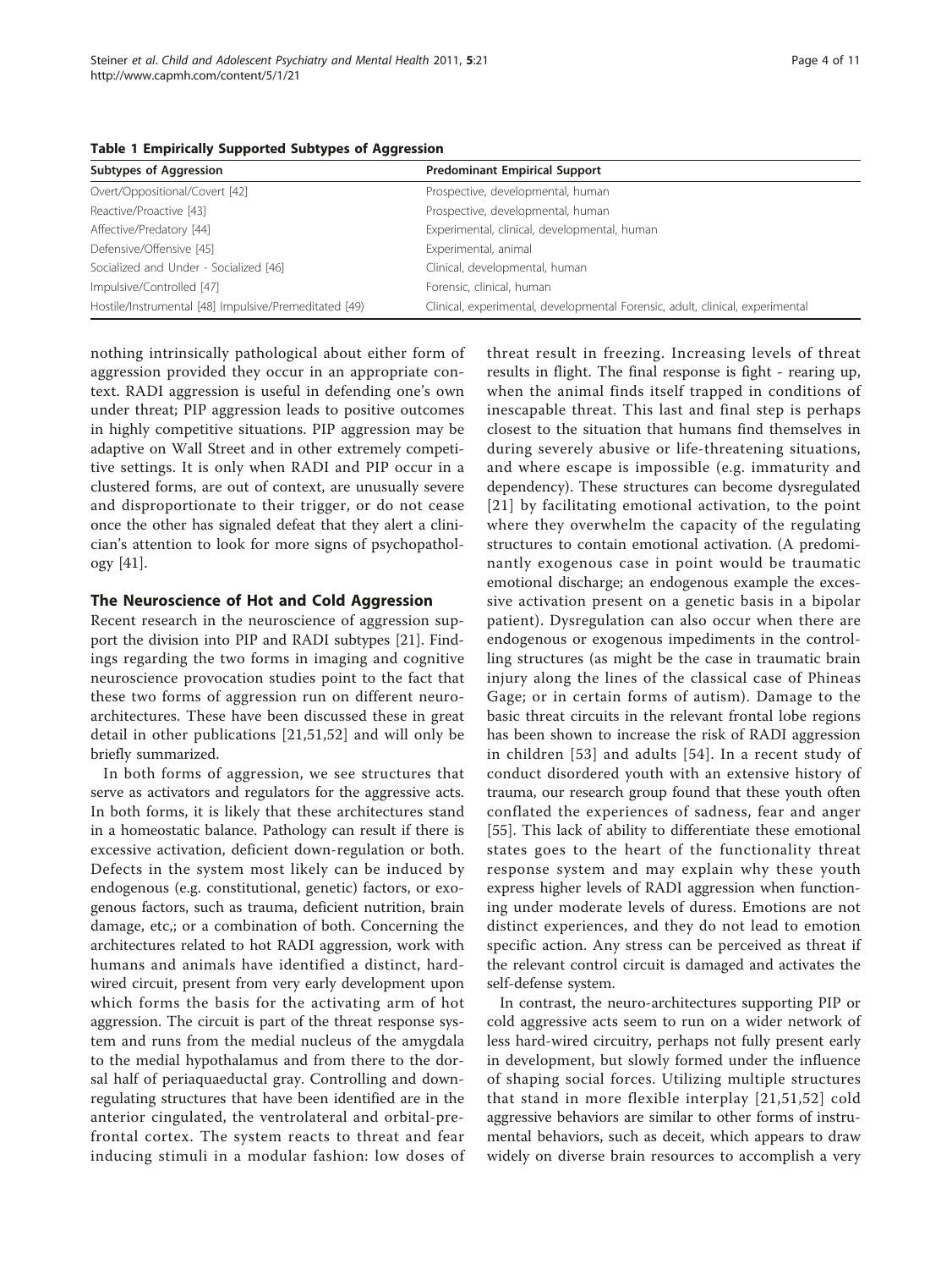**Table 1 Empirically Supported Subtypes of Aggression**

| Subtypes of Aggression | Predominant Empirical Support |
|---|---|
| Overt/Oppositional/Covert [42] | Prospective, developmental, human |
| Reactive/Proactive [43] | Prospective, developmental, human |
| Affective/Predatory [44] | Experimental, clinical, developmental, human |
| Defensive/Offensive [45] | Experimental, animal |
| Socialized and Under - Socialized [46] | Clinical, developmental, human |
| Impulsive/Controlled [47] | Forensic, clinical, human |
| Hostile/Instrumental [48] Impulsive/Premeditated [49] | Clinical, experimental, developmental Forensic, adult, clinical, experimental |

nothing intrinsically pathological about either form of aggression provided they occur in an appropriate context. RADI aggression is useful in defending one's own under threat; PIP aggression leads to positive outcomes in highly competitive situations. PIP aggression may be adaptive on Wall Street and in other extremely competitive settings. It is only when RADI and PIP occur in a clustered forms, are out of context, are unusually severe and disproportionate to their trigger, or do not cease once the other has signaled defeat that they alert a clinician's attention to look for more signs of psychopathology [41].

## The Neuroscience of Hot and Cold Aggression

Recent research in the neuroscience of aggression support the division into PIP and RADI subtypes [21]. Findings regarding the two forms in imaging and cognitive neuroscience provocation studies point to the fact that these two forms of aggression run on different neuroarchitectures. These have been discussed these in great detail in other publications [21,51,52] and will only be briefly summarized.

In both forms of aggression, we see structures that serve as activators and regulators for the aggressive acts. In both forms, it is likely that these architectures stand in a homeostatic balance. Pathology can result if there is excessive activation, deficient down-regulation or both. Defects in the system most likely can be induced by endogenous (e.g. constitutional, genetic) factors, or exogenous factors, such as trauma, deficient nutrition, brain damage, etc,; or a combination of both. Concerning the architectures related to hot RADI aggression, work with humans and animals have identified a distinct, hardwired circuit, present from very early development upon which forms the basis for the activating arm of hot aggression. The circuit is part of the threat response system and runs from the medial nucleus of the amygdala to the medial hypothalamus and from there to the dorsal half of periaquaeductal gray. Controlling and down-regulating structures that have been identified are in the anterior cingulated, the ventrolateral and orbital-prefrontal cortex. The system reacts to threat and fear inducing stimuli in a modular fashion: low doses of threat result in freezing. Increasing levels of threat results in flight. The final response is fight - rearing up, when the animal finds itself trapped in conditions of inescapable threat. This last and final step is perhaps closest to the situation that humans find themselves in during severely abusive or life-threatening situations, and where escape is impossible (e.g. immaturity and dependency). These structures can become dysregulated [21] by facilitating emotional activation, to the point where they overwhelm the capacity of the regulating structures to contain emotional activation. (A predominantly exogenous case in point would be traumatic emotional discharge; an endogenous example the excessive activation present on a genetic basis in a bipolar patient). Dysregulation can also occur when there are endogenous or exogenous impediments in the controlling structures (as might be the case in traumatic brain injury along the lines of the classical case of Phineas Gage; or in certain forms of autism). Damage to the basic threat circuits in the relevant frontal lobe regions has been shown to increase the risk of RADI aggression in children [53] and adults [54]. In a recent study of conduct disordered youth with an extensive history of trauma, our research group found that these youth often conflated the experiences of sadness, fear and anger [55]. This lack of ability to differentiate these emotional states goes to the heart of the functionality threat response system and may explain why these youth express higher levels of RADI aggression when functioning under moderate levels of duress. Emotions are not distinct experiences, and they do not lead to emotion specific action. Any stress can be perceived as threat if the relevant control circuit is damaged and activates the self-defense system.

In contrast, the neuro-architectures supporting PIP or cold aggressive acts seem to run on a wider network of less hard-wired circuitry, perhaps not fully present early in development, but slowly formed under the influence of shaping social forces. Utilizing multiple structures that stand in more flexible interplay [21,51,52] cold aggressive behaviors are similar to other forms of instrumental behaviors, such as deceit, which appears to draw widely on diverse brain resources to accomplish a very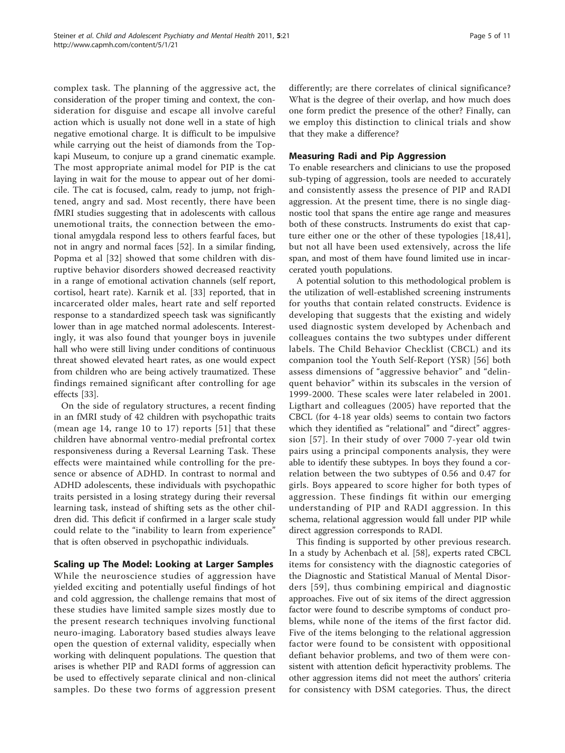complex task. The planning of the aggressive act, the consideration of the proper timing and context, the consideration for disguise and escape all involve careful action which is usually not done well in a state of high negative emotional charge. It is difficult to be impulsive while carrying out the heist of diamonds from the Topkapi Museum, to conjure up a grand cinematic example. The most appropriate animal model for PIP is the cat laying in wait for the mouse to appear out of her domicile. The cat is focused, calm, ready to jump, not frightened, angry and sad. Most recently, there have been fMRI studies suggesting that in adolescents with callous unemotional traits, the connection between the emotional amygdala respond less to others fearful faces, but not in angry and normal faces [52]. In a similar finding, Popma et al [32] showed that some children with disruptive behavior disorders showed decreased reactivity in a range of emotional activation channels (self report, cortisol, heart rate). Karnik et al. [33] reported, that in incarcerated older males, heart rate and self reported response to a standardized speech task was significantly lower than in age matched normal adolescents. Interestingly, it was also found that younger boys in juvenile hall who were still living under conditions of continuous threat showed elevated heart rates, as one would expect from children who are being actively traumatized. These findings remained significant after controlling for age effects [33].

On the side of regulatory structures, a recent finding in an fMRI study of 42 children with psychopathic traits (mean age 14, range 10 to 17) reports [51] that these children have abnormal ventro-medial prefrontal cortex responsiveness during a Reversal Learning Task. These effects were maintained while controlling for the presence or absence of ADHD. In contrast to normal and ADHD adolescents, these individuals with psychopathic traits persisted in a losing strategy during their reversal learning task, instead of shifting sets as the other children did. This deficit if confirmed in a larger scale study could relate to the "inability to learn from experience" that is often observed in psychopathic individuals.

## Scaling up The Model: Looking at Larger Samples

While the neuroscience studies of aggression have yielded exciting and potentially useful findings of hot and cold aggression, the challenge remains that most of these studies have limited sample sizes mostly due to the present research techniques involving functional neuro-imaging. Laboratory based studies always leave open the question of external validity, especially when working with delinquent populations. The question that arises is whether PIP and RADI forms of aggression can be used to effectively separate clinical and non-clinical samples. Do these two forms of aggression present differently; are there correlates of clinical significance? What is the degree of their overlap, and how much does one form predict the presence of the other? Finally, can we employ this distinction to clinical trials and show that they make a difference?

## Measuring Radi and Pip Aggression

To enable researchers and clinicians to use the proposed sub-typing of aggression, tools are needed to accurately and consistently assess the presence of PIP and RADI aggression. At the present time, there is no single diagnostic tool that spans the entire age range and measures both of these constructs. Instruments do exist that capture either one or the other of these typologies [18,41], but not all have been used extensively, across the life span, and most of them have found limited use in incarcerated youth populations.

A potential solution to this methodological problem is the utilization of well-established screening instruments for youths that contain related constructs. Evidence is developing that suggests that the existing and widely used diagnostic system developed by Achenbach and colleagues contains the two subtypes under different labels. The Child Behavior Checklist (CBCL) and its companion tool the Youth Self-Report (YSR) [56] both assess dimensions of "aggressive behavior" and "delinquent behavior" within its subscales in the version of 1999-2000. These scales were later relabeled in 2001. Ligthart and colleagues (2005) have reported that the CBCL (for 4-18 year olds) seems to contain two factors which they identified as "relational" and "direct" aggression [57]. In their study of over 7000 7-year old twin pairs using a principal components analysis, they were able to identify these subtypes. In boys they found a correlation between the two subtypes of 0.56 and 0.47 for girls. Boys appeared to score higher for both types of aggression. These findings fit within our emerging understanding of PIP and RADI aggression. In this schema, relational aggression would fall under PIP while direct aggression corresponds to RADI.

This finding is supported by other previous research. In a study by Achenbach et al. [58], experts rated CBCL items for consistency with the diagnostic categories of the Diagnostic and Statistical Manual of Mental Disorders [59], thus combining empirical and diagnostic approaches. Five out of six items of the direct aggression factor were found to describe symptoms of conduct problems, while none of the items of the first factor did. Five of the items belonging to the relational aggression factor were found to be consistent with oppositional defiant behavior problems, and two of them were consistent with attention deficit hyperactivity problems. The other aggression items did not meet the authors' criteria for consistency with DSM categories. Thus, the direct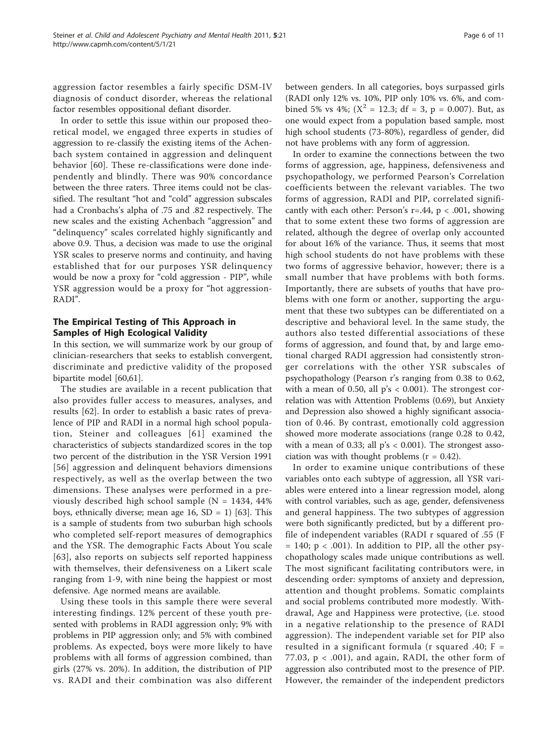aggression factor resembles a fairly specific DSM-IV diagnosis of conduct disorder, whereas the relational factor resembles oppositional defiant disorder.

In order to settle this issue within our proposed theoretical model, we engaged three experts in studies of aggression to re-classify the existing items of the Achenbach system contained in aggression and delinquent behavior [60]. These re-classifications were done independently and blindly. There was 90% concordance between the three raters. Three items could not be classified. The resultant "hot and "cold" aggression subscales had a Cronbachs's alpha of .75 and .82 respectively. The new scales and the existing Achenbach "aggression" and "delinquency" scales correlated highly significantly and above 0.9. Thus, a decision was made to use the original YSR scales to preserve norms and continuity, and having established that for our purposes YSR delinquency would be now a proxy for "cold aggression - PIP", while YSR aggression would be a proxy for "hot aggression-RADI".

## The Empirical Testing of This Approach in Samples of High Ecological Validity

In this section, we will summarize work by our group of clinician-researchers that seeks to establish convergent, discriminate and predictive validity of the proposed bipartite model [60,61].

The studies are available in a recent publication that also provides fuller access to measures, analyses, and results [62]. In order to establish a basic rates of prevalence of PIP and RADI in a normal high school population, Steiner and colleagues [61] examined the characteristics of subjects standardized scores in the top two percent of the distribution in the YSR Version 1991 [56] aggression and delinquent behaviors dimensions respectively, as well as the overlap between the two dimensions. These analyses were performed in a previously described high school sample (N = 1434, 44% boys, ethnically diverse; mean age 16, SD = 1) [63]. This is a sample of students from two suburban high schools who completed self-report measures of demographics and the YSR. The demographic Facts About You scale [63], also reports on subjects self reported happiness with themselves, their defensiveness on a Likert scale ranging from 1-9, with nine being the happiest or most defensive. Age normed means are available.

Using these tools in this sample there were several interesting findings. 12% percent of these youth presented with problems in RADI aggression only; 9% with problems in PIP aggression only; and 5% with combined problems. As expected, boys were more likely to have problems with all forms of aggression combined, than girls (27% vs. 20%). In addition, the distribution of PIP vs. RADI and their combination was also different between genders. In all categories, boys surpassed girls (RADI only 12% vs. 10%, PIP only 10% vs. 6%, and combined 5% vs 4%; ($X^2$ = 12.3; df = 3, p = 0.007). But, as one would expect from a population based sample, most high school students (73-80%), regardless of gender, did not have problems with any form of aggression.

In order to examine the connections between the two forms of aggression, age, happiness, defensiveness and psychopathology, we performed Pearson's Correlation coefficients between the relevant variables. The two forms of aggression, RADI and PIP, correlated significantly with each other: Person's r=.44, p < .001, showing that to some extent these two forms of aggression are related, although the degree of overlap only accounted for about 16% of the variance. Thus, it seems that most high school students do not have problems with these two forms of aggressive behavior, however; there is a small number that have problems with both forms. Importantly, there are subsets of youths that have problems with one form or another, supporting the argument that these two subtypes can be differentiated on a descriptive and behavioral level. In the same study, the authors also tested differential associations of these forms of aggression, and found that, by and large emotional charged RADI aggression had consistently stronger correlations with the other YSR subscales of psychopathology (Pearson r's ranging from 0.38 to 0.62, with a mean of 0.50, all p's < 0.001). The strongest correlation was with Attention Problems (0.69), but Anxiety and Depression also showed a highly significant association of 0.46. By contrast, emotionally cold aggression showed more moderate associations (range 0.28 to 0.42, with a mean of 0.33; all p's < 0.001). The strongest association was with thought problems (r = 0.42).

In order to examine unique contributions of these variables onto each subtype of aggression, all YSR variables were entered into a linear regression model, along with control variables, such as age, gender, defensiveness and general happiness. The two subtypes of aggression were both significantly predicted, but by a different profile of independent variables (RADI r squared of .55 (F = 140; p < .001). In addition to PIP, all the other psychopathology scales made unique contributions as well. The most significant facilitating contributors were, in descending order: symptoms of anxiety and depression, attention and thought problems. Somatic complaints and social problems contributed more modestly. Withdrawal, Age and Happiness were protective, (i.e. stood in a negative relationship to the presence of RADI aggression). The independent variable set for PIP also resulted in a significant formula (r squared .40; F = 77.03, p < .001), and again, RADI, the other form of aggression also contributed most to the presence of PIP. However, the remainder of the independent predictors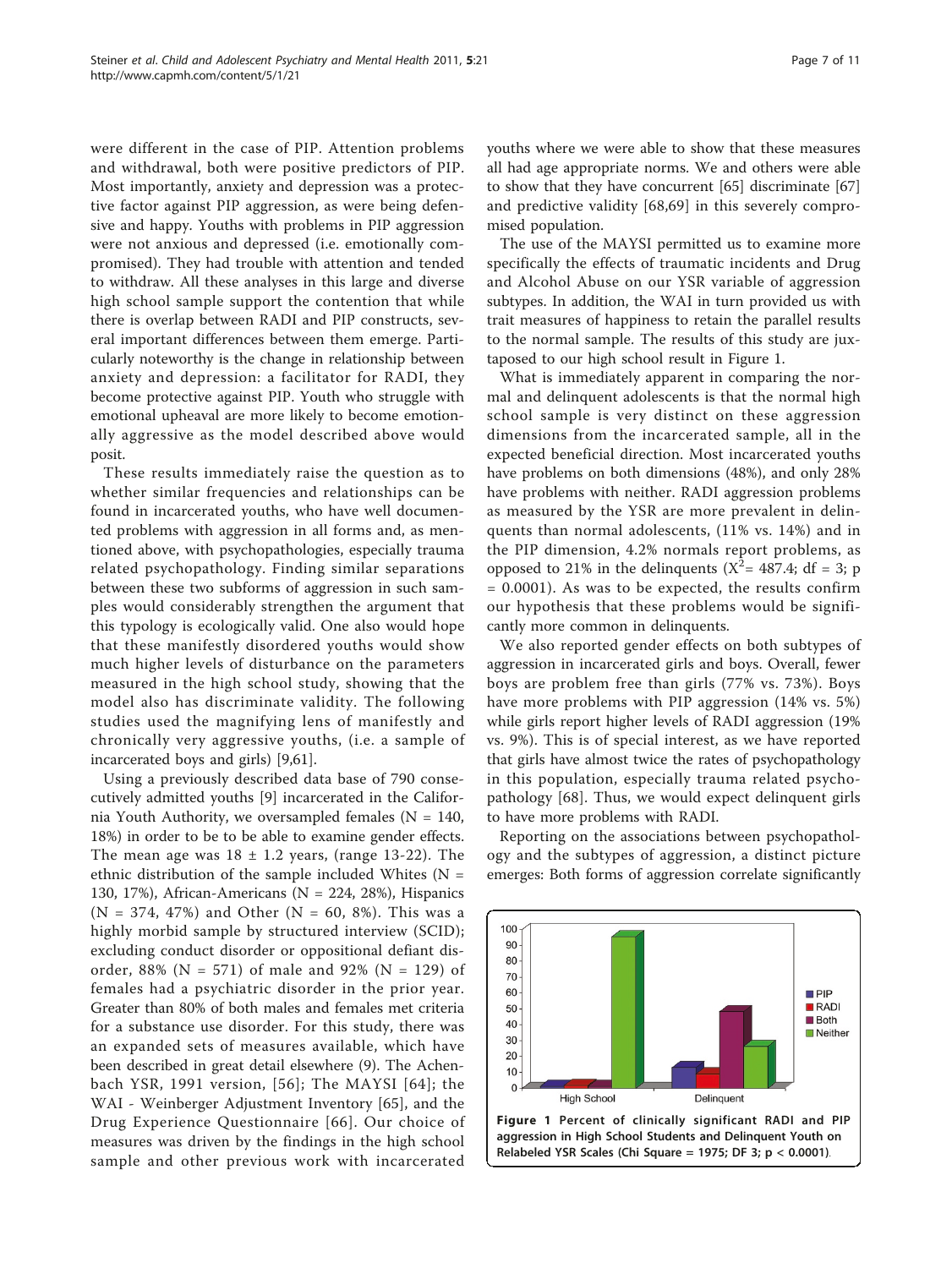were different in the case of PIP. Attention problems and withdrawal, both were positive predictors of PIP. Most importantly, anxiety and depression was a protective factor against PIP aggression, as were being defensive and happy. Youths with problems in PIP aggression were not anxious and depressed (i.e. emotionally compromised). They had trouble with attention and tended to withdraw. All these analyses in this large and diverse high school sample support the contention that while there is overlap between RADI and PIP constructs, several important differences between them emerge. Particularly noteworthy is the change in relationship between anxiety and depression: a facilitator for RADI, they become protective against PIP. Youth who struggle with emotional upheaval are more likely to become emotionally aggressive as the model described above would posit.

These results immediately raise the question as to whether similar frequencies and relationships can be found in incarcerated youths, who have well documented problems with aggression in all forms and, as mentioned above, with psychopathologies, especially trauma related psychopathology. Finding similar separations between these two subforms of aggression in such samples would considerably strengthen the argument that this typology is ecologically valid. One also would hope that these manifestly disordered youths would show much higher levels of disturbance on the parameters measured in the high school study, showing that the model also has discriminate validity. The following studies used the magnifying lens of manifestly and chronically very aggressive youths, (i.e. a sample of incarcerated boys and girls) [9,61].

Using a previously described data base of 790 consecutively admitted youths [9] incarcerated in the California Youth Authority, we oversampled females (N = 140, 18%) in order to be to be able to examine gender effects. The mean age was 18 ± 1.2 years, (range 13-22). The ethnic distribution of the sample included Whites (N = 130, 17%), African-Americans (N = 224, 28%), Hispanics (N = 374, 47%) and Other (N = 60, 8%). This was a highly morbid sample by structured interview (SCID); excluding conduct disorder or oppositional defiant disorder, 88% (N = 571) of male and 92% (N = 129) of females had a psychiatric disorder in the prior year. Greater than 80% of both males and females met criteria for a substance use disorder. For this study, there was an expanded sets of measures available, which have been described in great detail elsewhere (9). The Achenbach YSR, 1991 version, [56]; The MAYSI [64]; the WAI - Weinberger Adjustment Inventory [65], and the Drug Experience Questionnaire [66]. Our choice of measures was driven by the findings in the high school sample and other previous work with incarcerated youths where we were able to show that these measures all had age appropriate norms. We and others were able to show that they have concurrent [65] discriminate [67] and predictive validity [68,69] in this severely compromised population.

The use of the MAYSI permitted us to examine more specifically the effects of traumatic incidents and Drug and Alcohol Abuse on our YSR variable of aggression subtypes. In addition, the WAI in turn provided us with trait measures of happiness to retain the parallel results to the normal sample. The results of this study are juxtaposed to our high school result in Figure 1.

What is immediately apparent in comparing the normal and delinquent adolescents is that the normal high school sample is very distinct on these aggression dimensions from the incarcerated sample, all in the expected beneficial direction. Most incarcerated youths have problems on both dimensions (48%), and only 28% have problems with neither. RADI aggression problems as measured by the YSR are more prevalent in delinquents than normal adolescents, (11% vs. 14%) and in the PIP dimension, 4.2% normals report problems, as opposed to 21% in the delinquents ($X^2$= 487.4; df = 3; p = 0.0001). As was to be expected, the results confirm our hypothesis that these problems would be significantly more common in delinquents.

We also reported gender effects on both subtypes of aggression in incarcerated girls and boys. Overall, fewer boys are problem free than girls (77% vs. 73%). Boys have more problems with PIP aggression (14% vs. 5%) while girls report higher levels of RADI aggression (19% vs. 9%). This is of special interest, as we have reported that girls have almost twice the rates of psychopathology in this population, especially trauma related psychopathology [68]. Thus, we would expect delinquent girls to have more problems with RADI.

Reporting on the associations between psychopathology and the subtypes of aggression, a distinct picture emerges: Both forms of aggression correlate significantly

**Figure 1 Percent of clinically significant RADI and PIP aggression in High School Students and Delinquent Youth on Relabeled YSR Scales (Chi Square = 1975; DF 3; p < 0.0001)**.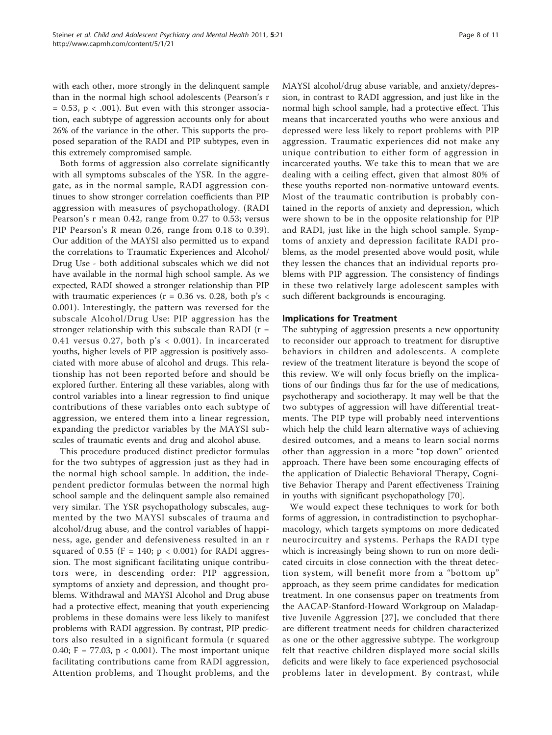with each other, more strongly in the delinquent sample than in the normal high school adolescents (Pearson's r = 0.53, $p < .001$). But even with this stronger association, each subtype of aggression accounts only for about 26% of the variance in the other. This supports the proposed separation of the RADI and PIP subtypes, even in this extremely compromised sample.

Both forms of aggression also correlate significantly with all symptoms subscales of the YSR. In the aggregate, as in the normal sample, RADI aggression continues to show stronger correlation coefficients than PIP aggression with measures of psychopathology. (RADI Pearson's r mean 0.42, range from 0.27 to 0.53; versus PIP Pearson's R mean 0.26, range from 0.18 to 0.39). Our addition of the MAYSI also permitted us to expand the correlations to Traumatic Experiences and Alcohol/Drug Use - both additional subscales which we did not have available in the normal high school sample. As we expected, RADI showed a stronger relationship than PIP with traumatic experiences (r = 0.36 vs. 0.28, both p's < 0.001). Interestingly, the pattern was reversed for the subscale Alcohol/Drug Use: PIP aggression has the stronger relationship with this subscale than RADI (r = 0.41 versus 0.27, both p's < 0.001). In incarcerated youths, higher levels of PIP aggression is positively associated with more abuse of alcohol and drugs. This relationship has not been reported before and should be explored further. Entering all these variables, along with control variables into a linear regression to find unique contributions of these variables onto each subtype of aggression, we entered them into a linear regression, expanding the predictor variables by the MAYSI subscales of traumatic events and drug and alcohol abuse.

This procedure produced distinct predictor formulas for the two subtypes of aggression just as they had in the normal high school sample. In addition, the independent predictor formulas between the normal high school sample and the delinquent sample also remained very similar. The YSR psychopathology subscales, augmented by the two MAYSI subscales of trauma and alcohol/drug abuse, and the control variables of happiness, age, gender and defensiveness resulted in an r squared of 0.55 (F = 140; $p < 0.001$) for RADI aggression. The most significant facilitating unique contributors were, in descending order: PIP aggression, symptoms of anxiety and depression, and thought problems. Withdrawal and MAYSI Alcohol and Drug abuse had a protective effect, meaning that youth experiencing problems in these domains were less likely to manifest problems with RADI aggression. By contrast, PIP predictors also resulted in a significant formula (r squared 0.40; F = 77.03, $p < 0.001$). The most important unique facilitating contributions came from RADI aggression, Attention problems, and Thought problems, and the MAYSI alcohol/drug abuse variable, and anxiety/depression, in contrast to RADI aggression, and just like in the normal high school sample, had a protective effect. This means that incarcerated youths who were anxious and depressed were less likely to report problems with PIP aggression. Traumatic experiences did not make any unique contribution to either form of aggression in incarcerated youths. We take this to mean that we are dealing with a ceiling effect, given that almost 80% of these youths reported non-normative untoward events. Most of the traumatic contribution is probably contained in the reports of anxiety and depression, which were shown to be in the opposite relationship for PIP and RADI, just like in the high school sample. Symptoms of anxiety and depression facilitate RADI problems, as the model presented above would posit, while they lessen the chances that an individual reports problems with PIP aggression. The consistency of findings in these two relatively large adolescent samples with such different backgrounds is encouraging.

## Implications for Treatment

The subtyping of aggression presents a new opportunity to reconsider our approach to treatment for disruptive behaviors in children and adolescents. A complete review of the treatment literature is beyond the scope of this review. We will only focus briefly on the implications of our findings thus far for the use of medications, psychotherapy and sociotherapy. It may well be that the two subtypes of aggression will have differential treatments. The PIP type will probably need interventions which help the child learn alternative ways of achieving desired outcomes, and a means to learn social norms other than aggression in a more "top down" oriented approach. There have been some encouraging effects of the application of Dialectic Behavioral Therapy, Cognitive Behavior Therapy and Parent effectiveness Training in youths with significant psychopathology [70].

We would expect these techniques to work for both forms of aggression, in contradistinction to psychopharmacology, which targets symptoms on more dedicated neurocircuitry and systems. Perhaps the RADI type which is increasingly being shown to run on more dedicated circuits in close connection with the threat detection system, will benefit more from a "bottom up" approach, as they seem prime candidates for medication treatment. In one consensus paper on treatments from the AACAP-Stanford-Howard Workgroup on Maladaptive Juvenile Aggression [27], we concluded that there are different treatment needs for children characterized as one or the other aggressive subtype. The workgroup felt that reactive children displayed more social skills deficits and were likely to face experienced psychosocial problems later in development. By contrast, while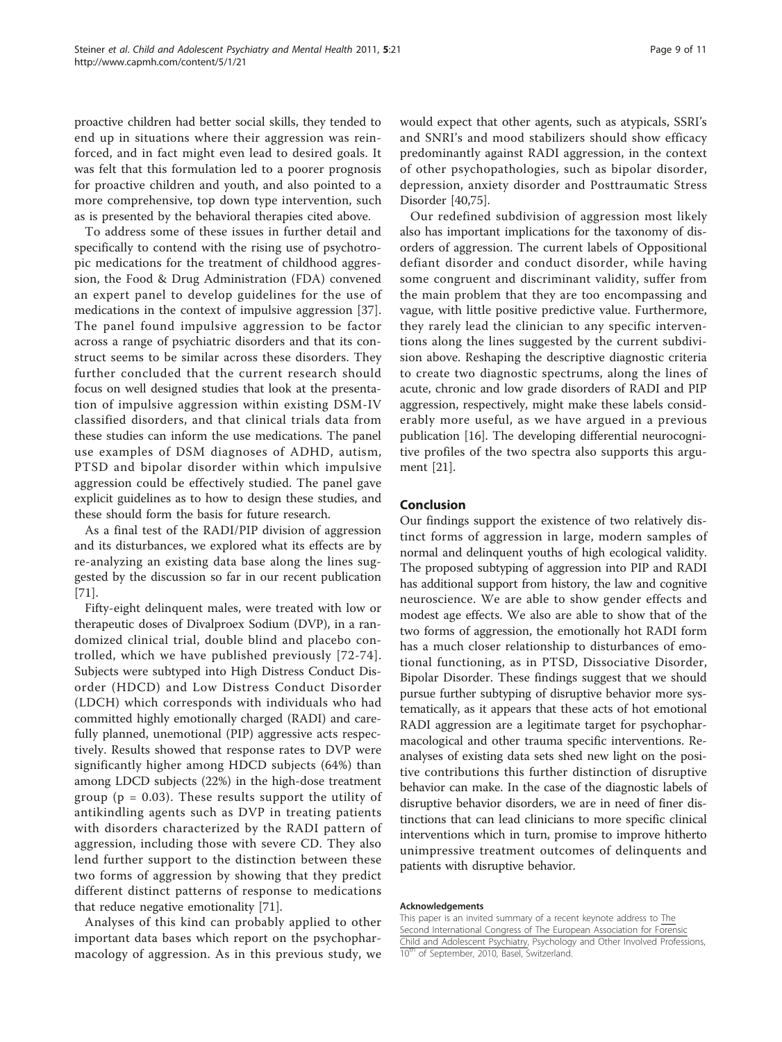proactive children had better social skills, they tended to end up in situations where their aggression was reinforced, and in fact might even lead to desired goals. It was felt that this formulation led to a poorer prognosis for proactive children and youth, and also pointed to a more comprehensive, top down type intervention, such as is presented by the behavioral therapies cited above.

To address some of these issues in further detail and specifically to contend with the rising use of psychotropic medications for the treatment of childhood aggression, the Food & Drug Administration (FDA) convened an expert panel to develop guidelines for the use of medications in the context of impulsive aggression [37]. The panel found impulsive aggression to be factor across a range of psychiatric disorders and that its construct seems to be similar across these disorders. They further concluded that the current research should focus on well designed studies that look at the presentation of impulsive aggression within existing DSM-IV classified disorders, and that clinical trials data from these studies can inform the use medications. The panel use examples of DSM diagnoses of ADHD, autism, PTSD and bipolar disorder within which impulsive aggression could be effectively studied. The panel gave explicit guidelines as to how to design these studies, and these should form the basis for future research.

As a final test of the RADI/PIP division of aggression and its disturbances, we explored what its effects are by re-analyzing an existing data base along the lines suggested by the discussion so far in our recent publication [71].

Fifty-eight delinquent males, were treated with low or therapeutic doses of Divalproex Sodium (DVP), in a randomized clinical trial, double blind and placebo controlled, which we have published previously [72-74]. Subjects were subtyped into High Distress Conduct Disorder (HDCD) and Low Distress Conduct Disorder (LDCH) which corresponds with individuals who had committed highly emotionally charged (RADI) and carefully planned, unemotional (PIP) aggressive acts respectively. Results showed that response rates to DVP were significantly higher among HDCD subjects (64%) than among LDCD subjects (22%) in the high-dose treatment group ($p = 0.03$). These results support the utility of antikindling agents such as DVP in treating patients with disorders characterized by the RADI pattern of aggression, including those with severe CD. They also lend further support to the distinction between these two forms of aggression by showing that they predict different distinct patterns of response to medications that reduce negative emotionality [71].

Analyses of this kind can probably applied to other important data bases which report on the psychopharmacology of aggression. As in this previous study, we would expect that other agents, such as atypicals, SSRI's and SNRI's and mood stabilizers should show efficacy predominantly against RADI aggression, in the context of other psychopathologies, such as bipolar disorder, depression, anxiety disorder and Posttraumatic Stress Disorder [40,75].

Our redefined subdivision of aggression most likely also has important implications for the taxonomy of disorders of aggression. The current labels of Oppositional defiant disorder and conduct disorder, while having some congruent and discriminant validity, suffer from the main problem that they are too encompassing and vague, with little positive predictive value. Furthermore, they rarely lead the clinician to any specific interventions along the lines suggested by the current subdivision above. Reshaping the descriptive diagnostic criteria to create two diagnostic spectrums, along the lines of acute, chronic and low grade disorders of RADI and PIP aggression, respectively, might make these labels considerably more useful, as we have argued in a previous publication [16]. The developing differential neurocognitive profiles of the two spectra also supports this argument [21].

## Conclusion

Our findings support the existence of two relatively distinct forms of aggression in large, modern samples of normal and delinquent youths of high ecological validity. The proposed subtyping of aggression into PIP and RADI has additional support from history, the law and cognitive neuroscience. We are able to show gender effects and modest age effects. We also are able to show that of the two forms of aggression, the emotionally hot RADI form has a much closer relationship to disturbances of emotional functioning, as in PTSD, Dissociative Disorder, Bipolar Disorder. These findings suggest that we should pursue further subtyping of disruptive behavior more systematically, as it appears that these acts of hot emotional RADI aggression are a legitimate target for psychopharmacological and other trauma specific interventions. Reanalyses of existing data sets shed new light on the positive contributions this further distinction of disruptive behavior can make. In the case of the diagnostic labels of disruptive behavior disorders, we are in need of finer distinctions that can lead clinicians to more specific clinical interventions which in turn, promise to improve hitherto unimpressive treatment outcomes of delinquents and patients with disruptive behavior.

#### Acknowledgements

This paper is an invited summary of a recent keynote address to The Second International Congress of The European Association for Forensic Child and Adolescent Psychiatry, Psychology and Other Involved Professions, 10th of September, 2010, Basel, Switzerland.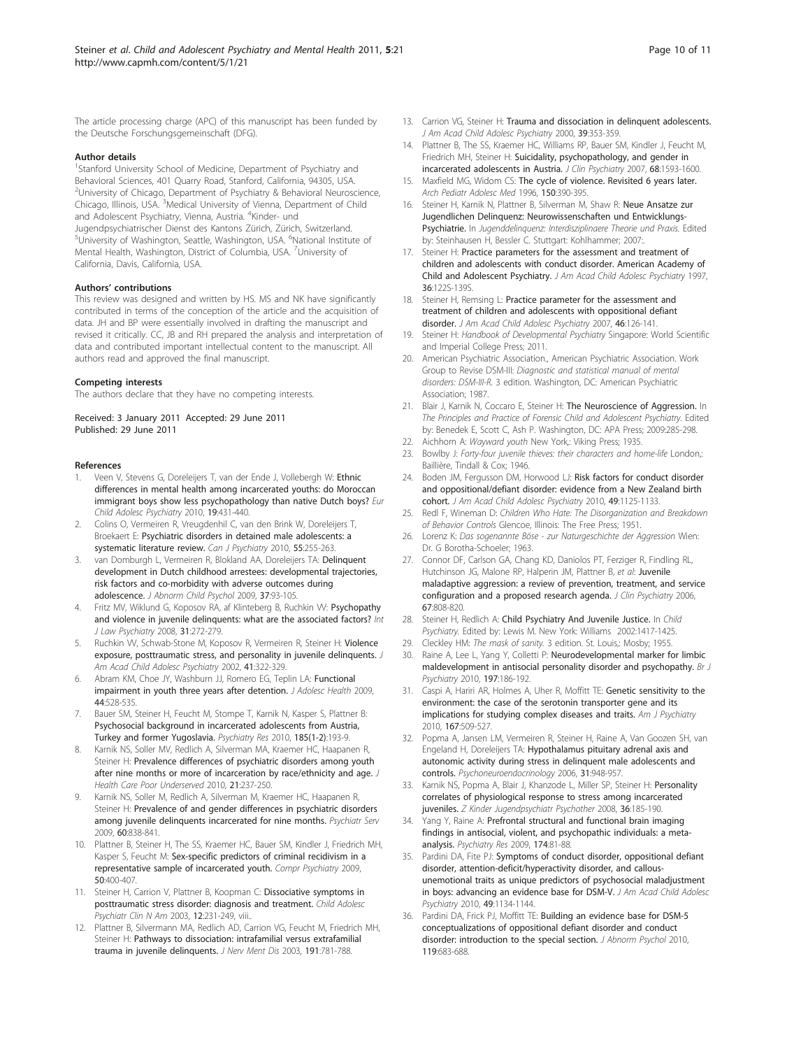The article processing charge (APC) of this manuscript has been funded by the Deutsche Forschungsgemeinschaft (DFG).

#### Author details

[1]Stanford University School of Medicine, Department of Psychiatry and Behavioral Sciences, 401 Quarry Road, Stanford, California, 94305, USA. [2]University of Chicago, Department of Psychiatry & Behavioral Neuroscience, Chicago, Illinois, USA. [3]Medical University of Vienna, Department of Child and Adolescent Psychiatry, Vienna, Austria. [4]Kinder- und Jugendpsychiatrischer Dienst des Kantons Zürich, Zürich, Switzerland. [5]University of Washington, Seattle, Washington, USA. [6]National Institute of Mental Health, Washington, District of Columbia, USA. [7]University of California, Davis, California, USA.

#### Authors' contributions

This review was designed and written by HS. MS and NK have significantly contributed in terms of the conception of the article and the acquisition of data. JH and BP were essentially involved in drafting the manuscript and revised it critically. CC, JB and RH prepared the analysis and interpretation of data and contributed important intellectual content to the manuscript. All authors read and approved the final manuscript.

#### Competing interests

The authors declare that they have no competing interests.

Received: 3 January 2011 Accepted: 29 June 2011
Published: 29 June 2011

#### References

1. Veen V, Stevens G, Doreleijers T, van der Ende J, Vollebergh W: **Ethnic differences in mental health among incarcerated youths: do Moroccan immigrant boys show less psychopathology than native Dutch boys?** *Eur Child Adolesc Psychiatry* 2010, **19**:431-440.
2. Colins O, Vermeiren R, Vreugdenhil C, van den Brink W, Doreleijers T, Broekaert E: **Psychiatric disorders in detained male adolescents: a systematic literature review.** *Can J Psychiatry* 2010, **55**:255-263.
3. van Domburgh L, Vermeiren R, Blokland AA, Doreleijers TA: **Delinquent development in Dutch childhood arrestees: developmental trajectories, risk factors and co-morbidity with adverse outcomes during adolescence.** *J Abnorm Child Psychol* 2009, **37**:93-105.
4. Fritz MV, Wiklund G, Koposov RA, af Klinteberg B, Ruchkin VV: **Psychopathy and violence in juvenile delinquents: what are the associated factors?** *Int J Law Psychiatry* 2008, **31**:272-279.
5. Ruchkin VV, Schwab-Stone M, Koposov R, Vermeiren R, Steiner H: **Violence exposure, posttraumatic stress, and personality in juvenile delinquents.** *J Am Acad Child Adolesc Psychiatry* 2002, **41**:322-329.
6. Abram KM, Choe JY, Washburn JJ, Romero EG, Teplin LA: **Functional impairment in youth three years after detention.** *J Adolesc Health* 2009, **44**:528-535.
7. Bauer SM, Steiner H, Feucht M, Stompe T, Karnik N, Kasper S, Plattner B: **Psychosocial background in incarcerated adolescents from Austria, Turkey and former Yugoslavia.** *Psychiatry Res* 2010, **185(1-2)**:193-9.
8. Karnik NS, Soller MV, Redlich A, Silverman MA, Kraemer HC, Haapanen R, Steiner H: **Prevalence differences of psychiatric disorders among youth after nine months or more of incarceration by race/ethnicity and age.** *J Health Care Poor Underserved* 2010, **21**:237-250.
9. Karnik NS, Soller M, Redlich A, Silverman M, Kraemer HC, Haapanen R, Steiner H: **Prevalence of and gender differences in psychiatric disorders among juvenile delinquents incarcerated for nine months.** *Psychiatr Serv* 2009, **60**:838-841.
10. Plattner B, Steiner H, The SS, Kraemer HC, Bauer SM, Kindler J, Friedrich MH, Kasper S, Feucht M: **Sex-specific predictors of criminal recidivism in a representative sample of incarcerated youth.** *Compr Psychiatry* 2009, **50**:400-407.
11. Steiner H, Carrion V, Plattner B, Koopman C: **Dissociative symptoms in posttraumatic stress disorder: diagnosis and treatment.** *Child Adolesc Psychiatr Clin N Am* 2003, **12**:231-249, viii..
12. Plattner B, Silvermann MA, Redlich AD, Carrion VG, Feucht M, Friedrich MH, Steiner H: **Pathways to dissociation: intrafamilial versus extrafamilial trauma in juvenile delinquents.** *J Nerv Ment Dis* 2003, **191**:781-788.
13. Carrion VG, Steiner H: **Trauma and dissociation in delinquent adolescents.** *J Am Acad Child Adolesc Psychiatry* 2000, **39**:353-359.
14. Plattner B, The SS, Kraemer HC, Williams RP, Bauer SM, Kindler J, Feucht M, Friedrich MH, Steiner H: **Suicidality, psychopathology, and gender in incarcerated adolescents in Austria.** *J Clin Psychiatry* 2007, **68**:1593-1600.
15. Maxfield MG, Widom CS: **The cycle of violence. Revisited 6 years later.** *Arch Pediatr Adolesc Med* 1996, **150**:390-395.
16. Steiner H, Karnik N, Plattner B, Silverman M, Shaw R: **Neue Ansatze zur Jugendlichen Delinquenz: Neurowissenschaften und Entwicklungs-Psychiatrie.** In *Jugenddelinquenz: Interdisziplinaere Theorie und Praxis.* Edited by: Steinhausen H, Bessler C. Stuttgart: Kohlhammer; 2007:.
17. Steiner H: **Practice parameters for the assessment and treatment of children and adolescents with conduct disorder. American Academy of Child and Adolescent Psychiatry.** *J Am Acad Child Adolesc Psychiatry* 1997, **36**:122S-139S.
18. Steiner H, Remsing L: **Practice parameter for the assessment and treatment of children and adolescents with oppositional defiant disorder.** *J Am Acad Child Adolesc Psychiatry* 2007, **46**:126-141.
19. Steiner H: *Handbook of Developmental Psychiatry* Singapore: World Scientific and Imperial College Press; 2011.
20. American Psychiatric Association., American Psychiatric Association. Work Group to Revise DSM-III: *Diagnostic and statistical manual of mental disorders: DSM-III-R.* 3 edition. Washington, DC: American Psychiatric Association; 1987.
21. Blair J, Karnik N, Coccaro E, Steiner H: **The Neuroscience of Aggression.** In *The Principles and Practice of Forensic Child and Adolescent Psychiatry.* Edited by: Benedek E, Scott C, Ash P. Washington, DC: APA Press; 2009:285-298.
22. Aichhorn A: *Wayward youth* New York,: Viking Press; 1935.
23. Bowlby J: *Forty-four juvenile thieves: their characters and home-life* London,: Baillière, Tindall & Cox; 1946.
24. Boden JM, Fergusson DM, Horwood LJ: **Risk factors for conduct disorder and oppositional/defiant disorder: evidence from a New Zealand birth cohort.** *J Am Acad Child Adolesc Psychiatry* 2010, **49**:1125-1133.
25. Redl F, Wineman D: *Children Who Hate: The Disorganization and Breakdown of Behavior Controls* Glencoe, Illinois: The Free Press; 1951.
26. Lorenz K: *Das sogenannte Böse - zur Naturgeschichte der Aggression* Wien: Dr. G Borotha-Schoeler; 1963.
27. Connor DF, Carlson GA, Chang KD, Daniolos PT, Ferziger R, Findling RL, Hutchinson JG, Malone RP, Halperin JM, Plattner B, *et al*: **Juvenile maladaptive aggression: a review of prevention, treatment, and service configuration and a proposed research agenda.** *J Clin Psychiatry* 2006, **67**:808-820.
28. Steiner H, Redlich A: **Child Psychiatry And Juvenile Justice.** In *Child Psychiatry.* Edited by: Lewis M. New York: Williams 2002:1417-1425.
29. Cleckley HM: *The mask of sanity.* 3 edition. St. Louis,: Mosby; 1955.
30. Raine A, Lee L, Yang Y, Colletti P: **Neurodevelopmental marker for limbic maldevelopment in antisocial personality disorder and psychopathy.** *Br J Psychiatry* 2010, **197**:186-192.
31. Caspi A, Hariri AR, Holmes A, Uher R, Moffitt TE: **Genetic sensitivity to the environment: the case of the serotonin transporter gene and its implications for studying complex diseases and traits.** *Am J Psychiatry* 2010, **167**:509-527.
32. Popma A, Jansen LM, Vermeiren R, Steiner H, Raine A, Van Goozen SH, van Engeland H, Doreleijers TA: **Hypothalamus pituitary adrenal axis and autonomic activity during stress in delinquent male adolescents and controls.** *Psychoneuroendocrinology* 2006, **31**:948-957.
33. Karnik NS, Popma A, Blair J, Khanzode L, Miller SP, Steiner H: **Personality correlates of physiological response to stress among incarcerated juveniles.** *Z Kinder Jugendpsychiatr Psychother* 2008, **36**:185-190.
34. Yang Y, Raine A: **Prefrontal structural and functional brain imaging findings in antisocial, violent, and psychopathic individuals: a meta-analysis.** *Psychiatry Res* 2009, **174**:81-88.
35. Pardini DA, Fite PJ: **Symptoms of conduct disorder, oppositional defiant disorder, attention-deficit/hyperactivity disorder, and callous-unemotional traits as unique predictors of psychosocial maladjustment in boys: advancing an evidence base for DSM-V.** *J Am Acad Child Adolesc Psychiatry* 2010, **49**:1134-1144.
36. Pardini DA, Frick PJ, Moffitt TE: **Building an evidence base for DSM-5 conceptualizations of oppositional defiant disorder and conduct disorder: introduction to the special section.** *J Abnorm Psychol* 2010, **119**:683-688.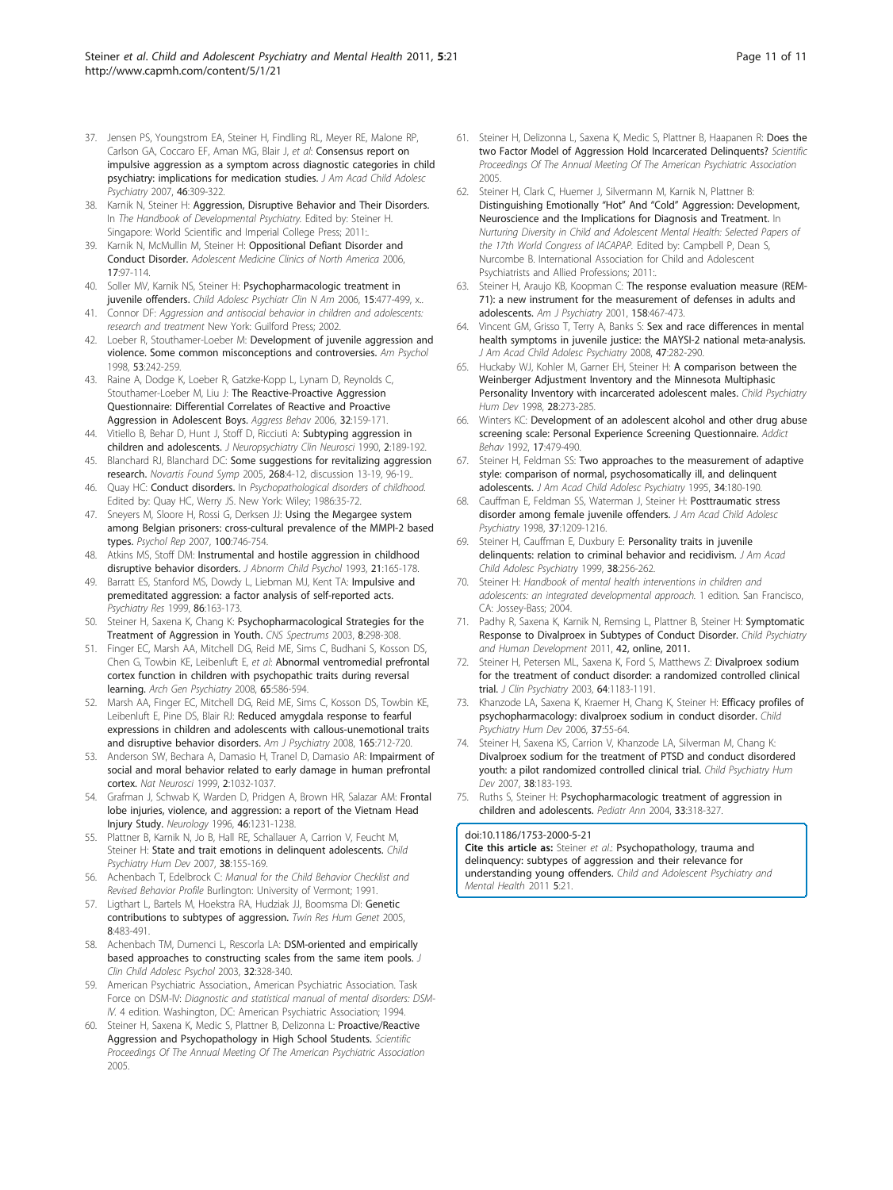37. Jensen PS, Youngstrom EA, Steiner H, Findling RL, Meyer RE, Malone RP, Carlson GA, Coccaro EF, Aman MG, Blair J, *et al*: **Consensus report on impulsive aggression as a symptom across diagnostic categories in child psychiatry: implications for medication studies.** *J Am Acad Child Adolesc Psychiatry* 2007, **46**:309-322.
38. Karnik N, Steiner H: **Aggression, Disruptive Behavior and Their Disorders.** In *The Handbook of Developmental Psychiatry.* Edited by: Steiner H. Singapore: World Scientific and Imperial College Press; 2011:.
39. Karnik N, McMullin M, Steiner H: **Oppositional Defiant Disorder and Conduct Disorder.** *Adolescent Medicine Clinics of North America* 2006, **17**:97-114.
40. Soller MV, Karnik NS, Steiner H: **Psychopharmacologic treatment in juvenile offenders.** *Child Adolesc Psychiatr Clin N Am* 2006, **15**:477-499, x..
41. Connor DF: *Aggression and antisocial behavior in children and adolescents: research and treatment* New York: Guilford Press; 2002.
42. Loeber R, Stouthamer-Loeber M: **Development of juvenile aggression and violence. Some common misconceptions and controversies.** *Am Psychol* 1998, **53**:242-259.
43. Raine A, Dodge K, Loeber R, Gatzke-Kopp L, Lynam D, Reynolds C, Stouthamer-Loeber M, Liu J: **The Reactive-Proactive Aggression Questionnaire: Differential Correlates of Reactive and Proactive Aggression in Adolescent Boys.** *Aggress Behav* 2006, **32**:159-171.
44. Vitiello B, Behar D, Hunt J, Stoff D, Ricciuti A: **Subtyping aggression in children and adolescents.** *J Neuropsychiatry Clin Neurosci* 1990, **2**:189-192.
45. Blanchard RJ, Blanchard DC: **Some suggestions for revitalizing aggression research.** *Novartis Found Symp* 2005, **268**:4-12, discussion 13-19, 96-19..
46. Quay HC: **Conduct disorders.** In *Psychopathological disorders of childhood.* Edited by: Quay HC, Werry JS. New York: Wiley; 1986:35-72.
47. Sneyers M, Sloore H, Rossi G, Derksen JJ: **Using the Megargee system among Belgian prisoners: cross-cultural prevalence of the MMPI-2 based types.** *Psychol Rep* 2007, **100**:746-754.
48. Atkins MS, Stoff DM: **Instrumental and hostile aggression in childhood disruptive behavior disorders.** *J Abnorm Child Psychol* 1993, **21**:165-178.
49. Barratt ES, Stanford MS, Dowdy L, Liebman MJ, Kent TA: **Impulsive and premeditated aggression: a factor analysis of self-reported acts.** *Psychiatry Res* 1999, **86**:163-173.
50. Steiner H, Saxena K, Chang K: **Psychopharmacological Strategies for the Treatment of Aggression in Youth.** *CNS Spectrums* 2003, **8**:298-308.
51. Finger EC, Marsh AA, Mitchell DG, Reid ME, Sims C, Budhani S, Kosson DS, Chen G, Towbin KE, Leibenluft E, *et al*: **Abnormal ventromedial prefrontal cortex function in children with psychopathic traits during reversal learning.** *Arch Gen Psychiatry* 2008, **65**:586-594.
52. Marsh AA, Finger EC, Mitchell DG, Reid ME, Sims C, Kosson DS, Towbin KE, Leibenluft E, Pine DS, Blair RJ: **Reduced amygdala response to fearful expressions in children and adolescents with callous-unemotional traits and disruptive behavior disorders.** *Am J Psychiatry* 2008, **165**:712-720.
53. Anderson SW, Bechara A, Damasio H, Tranel D, Damasio AR: **Impairment of social and moral behavior related to early damage in human prefrontal cortex.** *Nat Neurosci* 1999, **2**:1032-1037.
54. Grafman J, Schwab K, Warden D, Pridgen A, Brown HR, Salazar AM: **Frontal lobe injuries, violence, and aggression: a report of the Vietnam Head Injury Study.** *Neurology* 1996, **46**:1231-1238.
55. Plattner B, Karnik N, Jo B, Hall RE, Schallauer A, Carrion V, Feucht M, Steiner H: **State and trait emotions in delinquent adolescents.** *Child Psychiatry Hum Dev* 2007, **38**:155-169.
56. Achenbach T, Edelbrock C: *Manual for the Child Behavior Checklist and Revised Behavior Profile* Burlington: University of Vermont; 1991.
57. Ligthart L, Bartels M, Hoekstra RA, Hudziak JJ, Boomsma DI: **Genetic contributions to subtypes of aggression.** *Twin Res Hum Genet* 2005, **8**:483-491.
58. Achenbach TM, Dumenci L, Rescorla LA: **DSM-oriented and empirically based approaches to constructing scales from the same item pools.** *J Clin Child Adolesc Psychol* 2003, **32**:328-340.
59. American Psychiatric Association., American Psychiatric Association. Task Force on DSM-IV: *Diagnostic and statistical manual of mental disorders: DSM-IV.* 4 edition. Washington, DC: American Psychiatric Association; 1994.
60. Steiner H, Saxena K, Medic S, Plattner B, Delizonna L: **Proactive/Reactive Aggression and Psychopathology in High School Students.** *Scientific Proceedings Of The Annual Meeting Of The American Psychiatric Association* 2005.
61. Steiner H, Delizonna L, Saxena K, Medic S, Plattner B, Haapanen R: **Does the two Factor Model of Aggression Hold Incarcerated Delinquents?** *Scientific Proceedings Of The Annual Meeting Of The American Psychiatric Association* 2005.
62. Steiner H, Clark C, Huemer J, Silvermann M, Karnik N, Plattner B: **Distinguishing Emotionally "Hot" And "Cold" Aggression: Development, Neuroscience and the Implications for Diagnosis and Treatment.** In *Nurturing Diversity in Child and Adolescent Mental Health: Selected Papers of the 17th World Congress of IACAPAP.* Edited by: Campbell P, Dean S, Nurcombe B. International Association for Child and Adolescent Psychiatrists and Allied Professions; 2011:.
63. Steiner H, Araujo KB, Koopman C: **The response evaluation measure (REM-71): a new instrument for the measurement of defenses in adults and adolescents.** *Am J Psychiatry* 2001, **158**:467-473.
64. Vincent GM, Grisso T, Terry A, Banks S: **Sex and race differences in mental health symptoms in juvenile justice: the MAYSI-2 national meta-analysis.** *J Am Acad Child Adolesc Psychiatry* 2008, **47**:282-290.
65. Huckaby WJ, Kohler M, Garner EH, Steiner H: **A comparison between the Weinberger Adjustment Inventory and the Minnesota Multiphasic Personality Inventory with incarcerated adolescent males.** *Child Psychiatry Hum Dev* 1998, **28**:273-285.
66. Winters KC: **Development of an adolescent alcohol and other drug abuse screening scale: Personal Experience Screening Questionnaire.** *Addict Behav* 1992, **17**:479-490.
67. Steiner H, Feldman SS: **Two approaches to the measurement of adaptive style: comparison of normal, psychosomatically ill, and delinquent adolescents.** *J Am Acad Child Adolesc Psychiatry* 1995, **34**:180-190.
68. Cauffman E, Feldman SS, Waterman J, Steiner H: **Posttraumatic stress disorder among female juvenile offenders.** *J Am Acad Child Adolesc Psychiatry* 1998, **37**:1209-1216.
69. Steiner H, Cauffman E, Duxbury E: **Personality traits in juvenile delinquents: relation to criminal behavior and recidivism.** *J Am Acad Child Adolesc Psychiatry* 1999, **38**:256-262.
70. Steiner H: *Handbook of mental health interventions in children and adolescents: an integrated developmental approach.* 1 edition. San Francisco, CA: Jossey-Bass; 2004.
71. Padhy R, Saxena K, Karnik N, Remsing L, Plattner B, Steiner H: **Symptomatic Response to Divalproex in Subtypes of Conduct Disorder.** *Child Psychiatry and Human Development* 2011, **42, online, 2011.**
72. Steiner H, Petersen ML, Saxena K, Ford S, Matthews Z: **Divalproex sodium for the treatment of conduct disorder: a randomized controlled clinical trial.** *J Clin Psychiatry* 2003, **64**:1183-1191.
73. Khanzode LA, Saxena K, Kraemer H, Chang K, Steiner H: **Efficacy profiles of psychopharmacology: divalproex sodium in conduct disorder.** *Child Psychiatry Hum Dev* 2006, **37**:55-64.
74. Steiner H, Saxena KS, Carrion V, Khanzode LA, Silverman M, Chang K: **Divalproex sodium for the treatment of PTSD and conduct disordered youth: a pilot randomized controlled clinical trial.** *Child Psychiatry Hum Dev* 2007, **38**:183-193.
75. Ruths S, Steiner H: **Psychopharmacologic treatment of aggression in children and adolescents.** *Pediatr Ann* 2004, **33**:318-327.

doi:10.1186/1753-2000-5-21

**Cite this article as:** Steiner *et al.*: Psychopathology, trauma and delinquency: subtypes of aggression and their relevance for understanding young offenders. *Child and Adolescent Psychiatry and Mental Health* 2011 **5**:21.